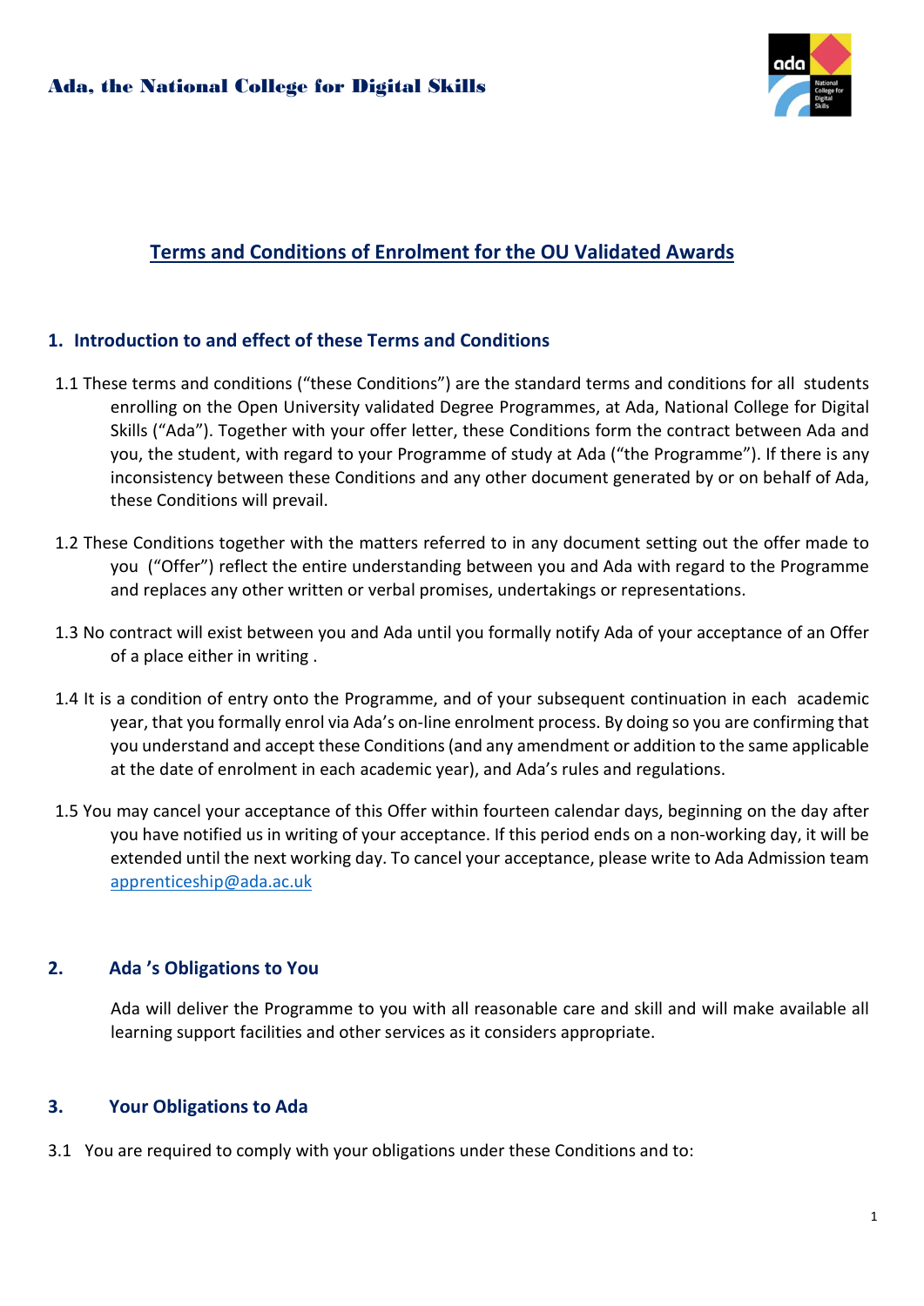**Ada, the National College for Digital Skills**

# Terms and Conditions of Enrolment for the OU Validated Awards

## 1. Introduction to and effect of these Terms and Conditions

1.1 These terms and conditions ("these Conditions") are the standard terms and conditions for all students enrolling on the Open University validated Degree Programmes, at Ada, National College for Digital Skills ("Ada"). Together with your offer letter, these Conditions form the contract between Ada and you, the student, with regard to your Programme of study at Ada ("the Programme"). If there is any inconsistency between these Conditions and any other document generated by or on behalf of Ada, these Conditions will prevail.

1.2 These Conditions together with the matters referred to in any document setting out the offer made to you ("Offer") reflect the entire understanding between you and Ada with regard to the Programme and replaces any other written or verbal promises, undertakings or representations.

1.3 No contract will exist between you and Ada until you formally notify Ada of your acceptance of an Offer of a place either in writing .

1.4 It is a condition of entry onto the Programme, and of your subsequent continuation in each academic year, that you formally enrol via Ada's on-line enrolment process. By doing so you are confirming that you understand and accept these Conditions (and any amendment or addition to the same applicable at the date of enrolment in each academic year), and Ada's rules and regulations.

1.5 You may cancel your acceptance of this Offer within fourteen calendar days, beginning on the day after you have notified us in writing of your acceptance. If this period ends on a non-working day, it will be extended until the next working day. To cancel your acceptance, please write to Ada Admission team apprenticeship@ada.ac.uk

## 2. Ada 's Obligations to You

Ada will deliver the Programme to you with all reasonable care and skill and will make available all learning support facilities and other services as it considers appropriate.

## 3. Your Obligations to Ada

3.1 You are required to comply with your obligations under these Conditions and to: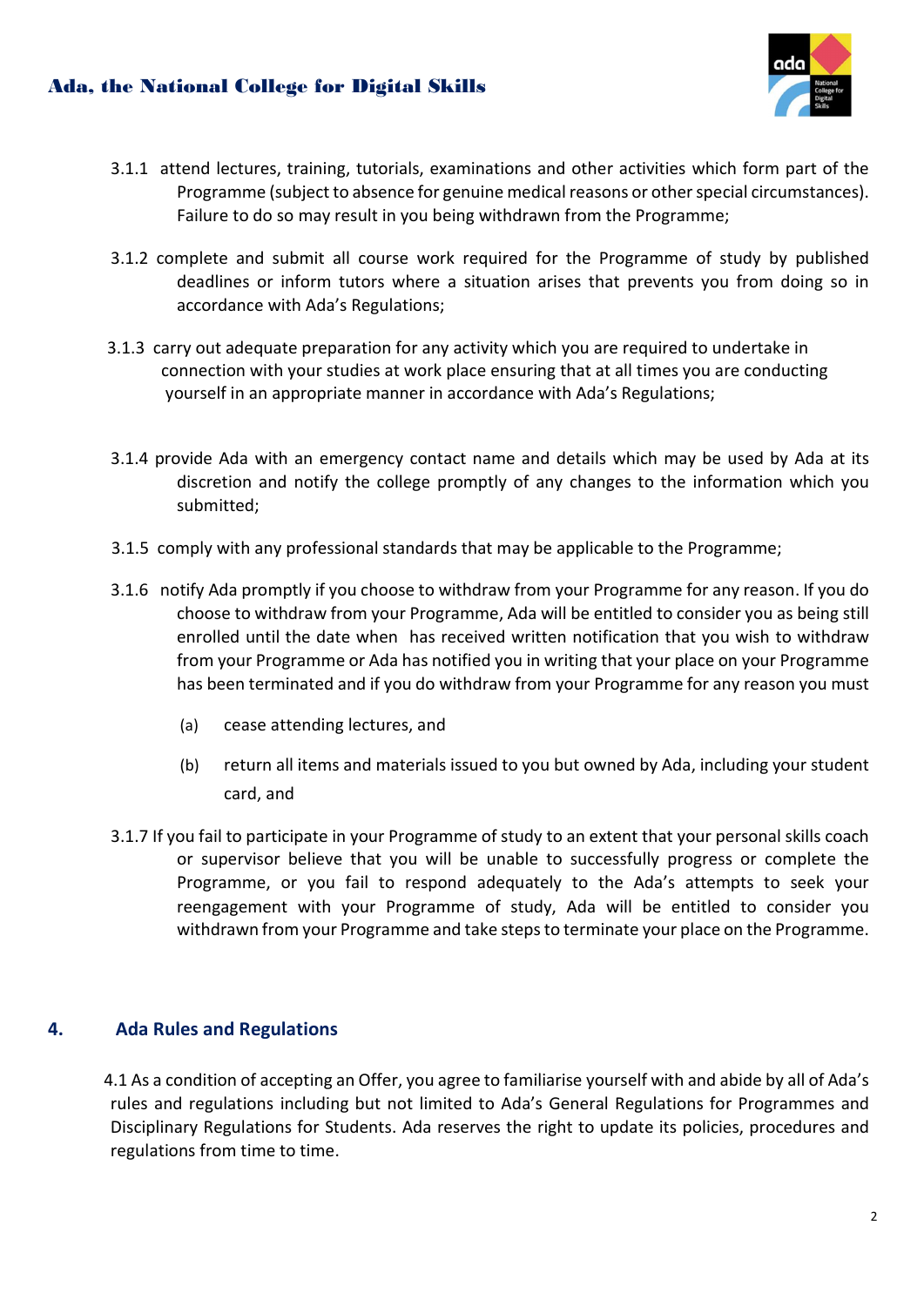3.1.1 attend lectures, training, tutorials, examinations and other activities which form part of the Programme (subject to absence for genuine medical reasons or other special circumstances). Failure to do so may result in you being withdrawn from the Programme;

3.1.2 complete and submit all course work required for the Programme of study by published deadlines or inform tutors where a situation arises that prevents you from doing so in accordance with Ada's Regulations;

3.1.3 carry out adequate preparation for any activity which you are required to undertake in connection with your studies at work place ensuring that at all times you are conducting yourself in an appropriate manner in accordance with Ada's Regulations;

3.1.4 provide Ada with an emergency contact name and details which may be used by Ada at its discretion and notify the college promptly of any changes to the information which you submitted;

3.1.5 comply with any professional standards that may be applicable to the Programme;

3.1.6 notify Ada promptly if you choose to withdraw from your Programme for any reason. If you do choose to withdraw from your Programme, Ada will be entitled to consider you as being still enrolled until the date when has received written notification that you wish to withdraw from your Programme or Ada has notified you in writing that your place on your Programme has been terminated and if you do withdraw from your Programme for any reason you must

(a) cease attending lectures, and

(b) return all items and materials issued to you but owned by Ada, including your student card, and

3.1.7 If you fail to participate in your Programme of study to an extent that your personal skills coach or supervisor believe that you will be unable to successfully progress or complete the Programme, or you fail to respond adequately to the Ada's attempts to seek your reengagement with your Programme of study, Ada will be entitled to consider you withdrawn from your Programme and take steps to terminate your place on the Programme.

## 4. Ada Rules and Regulations

4.1 As a condition of accepting an Offer, you agree to familiarise yourself with and abide by all of Ada's rules and regulations including but not limited to Ada's General Regulations for Programmes and Disciplinary Regulations for Students. Ada reserves the right to update its policies, procedures and regulations from time to time.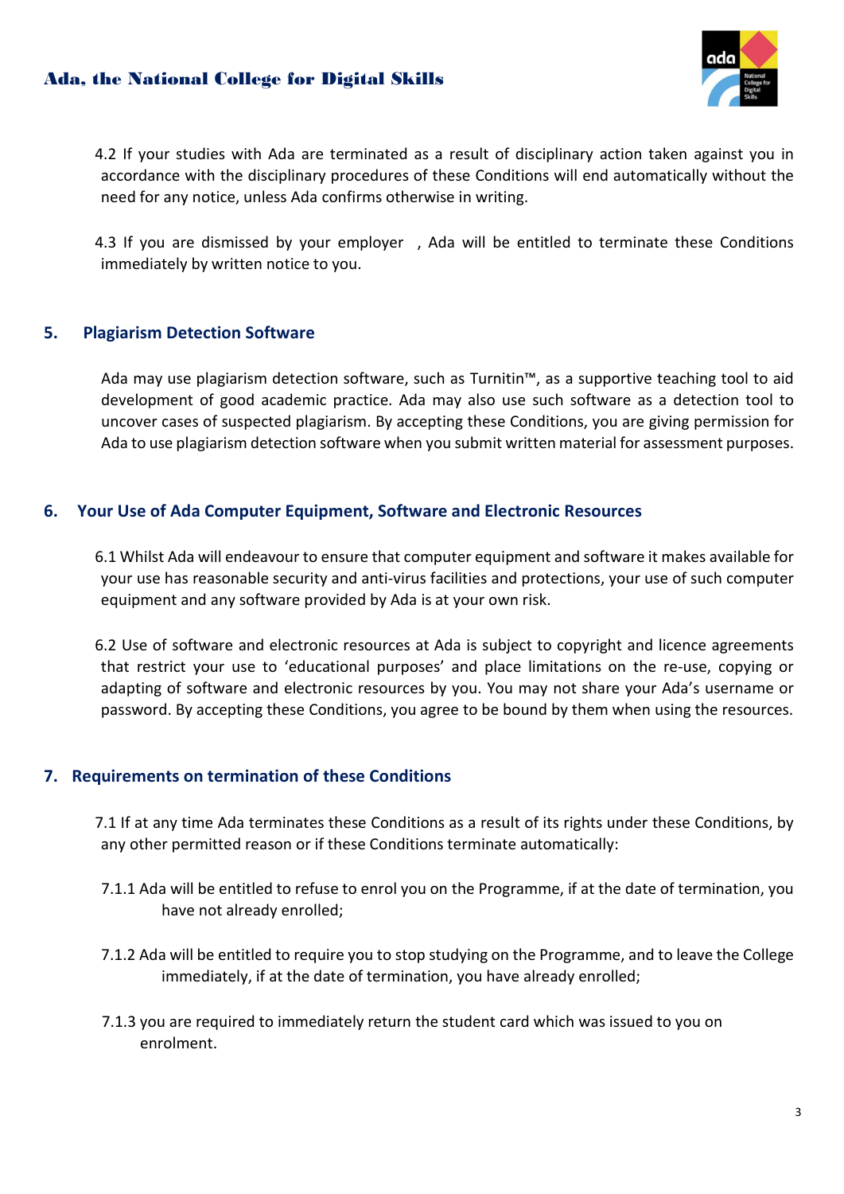4.2 If your studies with Ada are terminated as a result of disciplinary action taken against you in accordance with the disciplinary procedures of these Conditions will end automatically without the need for any notice, unless Ada confirms otherwise in writing.

4.3 If you are dismissed by your employer , Ada will be entitled to terminate these Conditions immediately by written notice to you.

## 5. Plagiarism Detection Software

Ada may use plagiarism detection software, such as Turnitin™, as a supportive teaching tool to aid development of good academic practice. Ada may also use such software as a detection tool to uncover cases of suspected plagiarism. By accepting these Conditions, you are giving permission for Ada to use plagiarism detection software when you submit written material for assessment purposes.

## 6. Your Use of Ada Computer Equipment, Software and Electronic Resources

6.1 Whilst Ada will endeavour to ensure that computer equipment and software it makes available for your use has reasonable security and anti-virus facilities and protections, your use of such computer equipment and any software provided by Ada is at your own risk.

6.2 Use of software and electronic resources at Ada is subject to copyright and licence agreements that restrict your use to 'educational purposes' and place limitations on the re-use, copying or adapting of software and electronic resources by you. You may not share your Ada's username or password. By accepting these Conditions, you agree to be bound by them when using the resources.

## 7. Requirements on termination of these Conditions

7.1 If at any time Ada terminates these Conditions as a result of its rights under these Conditions, by any other permitted reason or if these Conditions terminate automatically:

7.1.1 Ada will be entitled to refuse to enrol you on the Programme, if at the date of termination, you have not already enrolled;

7.1.2 Ada will be entitled to require you to stop studying on the Programme, and to leave the College immediately, if at the date of termination, you have already enrolled;

7.1.3 you are required to immediately return the student card which was issued to you on enrolment.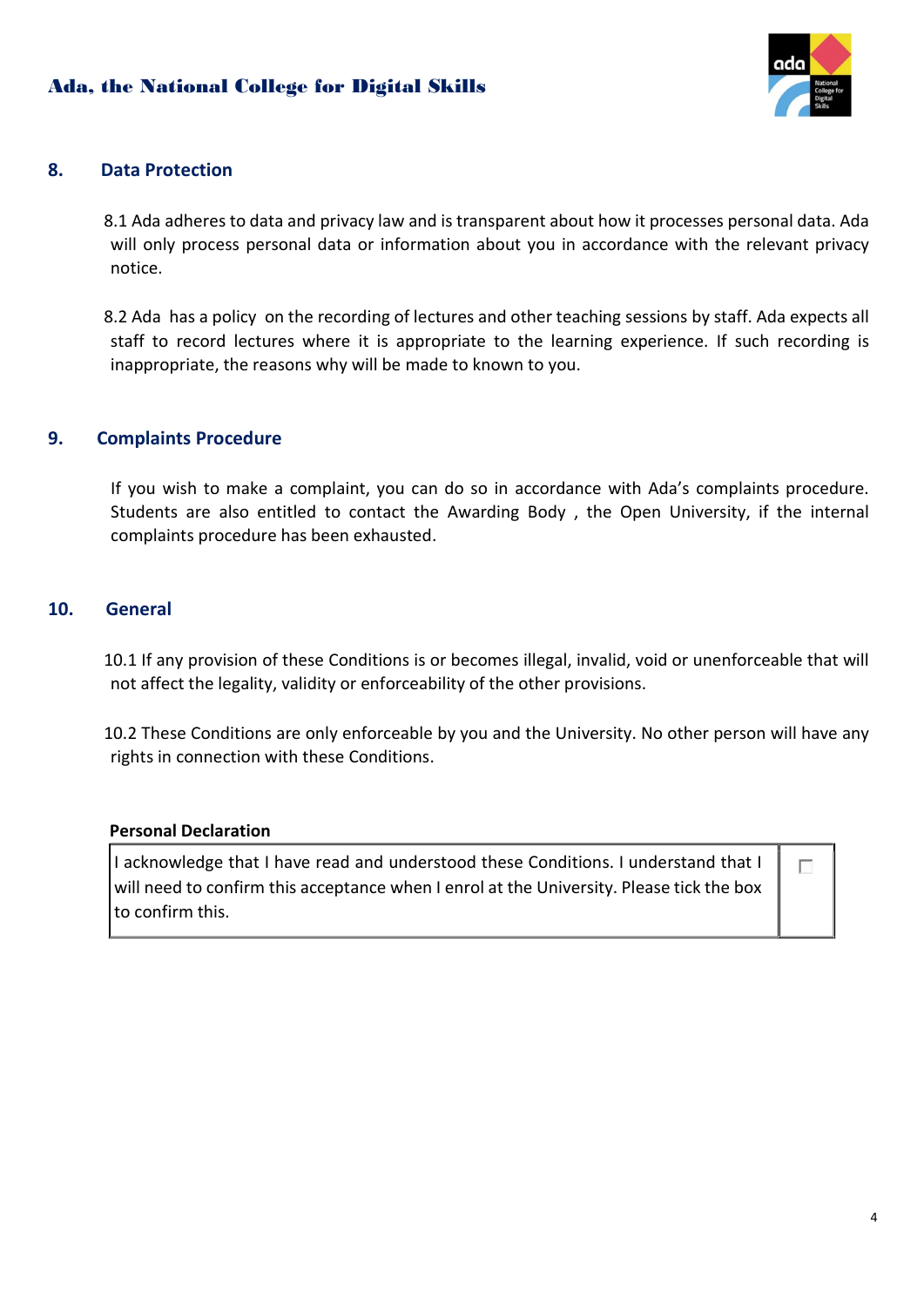## 8. Data Protection

8.1 Ada adheres to data and privacy law and is transparent about how it processes personal data. Ada will only process personal data or information about you in accordance with the relevant privacy notice.

8.2 Ada has a policy on the recording of lectures and other teaching sessions by staff. Ada expects all staff to record lectures where it is appropriate to the learning experience. If such recording is inappropriate, the reasons why will be made to known to you.

## 9. Complaints Procedure

If you wish to make a complaint, you can do so in accordance with Ada's complaints procedure. Students are also entitled to contact the Awarding Body , the Open University, if the internal complaints procedure has been exhausted.

## 10. General

10.1 If any provision of these Conditions is or becomes illegal, invalid, void or unenforceable that will not affect the legality, validity or enforceability of the other provisions.

10.2 These Conditions are only enforceable by you and the University. No other person will have any rights in connection with these Conditions.

**Personal Declaration**

| | |
|---|---|
| I acknowledge that I have read and understood these Conditions. I understand that I will need to confirm this acceptance when I enrol at the University. Please tick the box to confirm this. | ☐ |